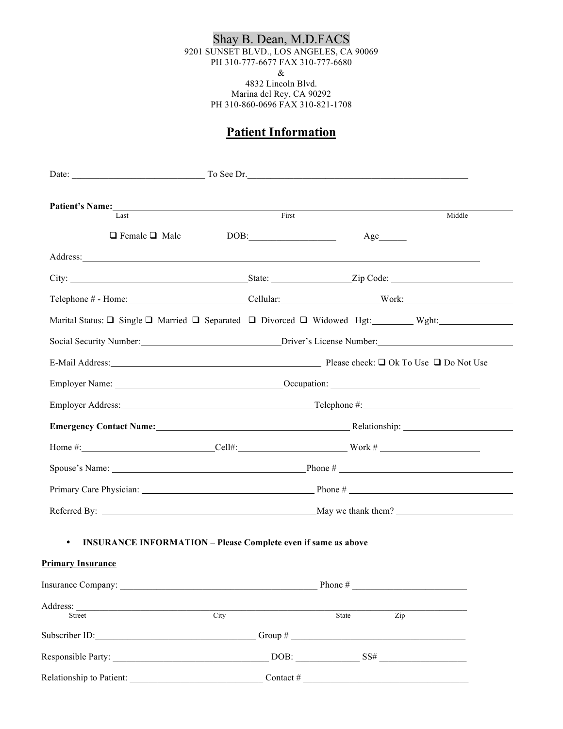Shay B. Dean, M.D.FACS
9201 SUNSET BLVD., LOS ANGELES, CA 90069
PH 310-777-6677 FAX 310-777-6680
&
4832 Lincoln Blvd.
Marina del Rey, CA 90292
PH 310-860-0696 FAX 310-821-1708

# Patient Information

Date: ____________________________ To See Dr.__________________________________________________

**Patient's Name:**________________________________________________________________________________
Last First Middle

❑ Female ❑ Male DOB:___________________ Age______

Address:_________________________________________________________________________________

City: ________________________________State: _________________Zip Code: _______________________

Telephone # - Home:__________________________Cellular:_____________________Work:_______________________

Marital Status: ❑ Single ❑ Married ❑ Separated ❑ Divorced ❑ Widowed Hgt:_________ Wght:________________

Social Security Number:______________________________Driver's License Number:_____________________________

E-Mail Address:________________________________________________ Please check: ❑ Ok To Use ❑ Do Not Use

Employer Name: ____________________________________Occupation: _______________________________

Employer Address:_________________________________________Telephone #:_____________________________

**Emergency Contact Name:**_________________________________________ Relationship: ________________________

Home #:_____________________________Cell#:________________________ Work # _____________________

Spouse's Name: __________________________________________Phone # ____________________________________

Primary Care Physician: ______________________________________ Phone # ___________________________________

Referred By: ______________________________________________May we thank them? _________________________

- **INSURANCE INFORMATION – Please Complete even if same as above**

**Primary Insurance**

Insurance Company: __________________________________________ Phone # _________________________

Address: ___________________________________________________________________________________
Street City State Zip

Subscriber ID:__________________________________ Group # _____________________________________

Responsible Party: _________________________________ DOB: _____________ SS# ___________________

Relationship to Patient: _____________________________ Contact # ____________________________________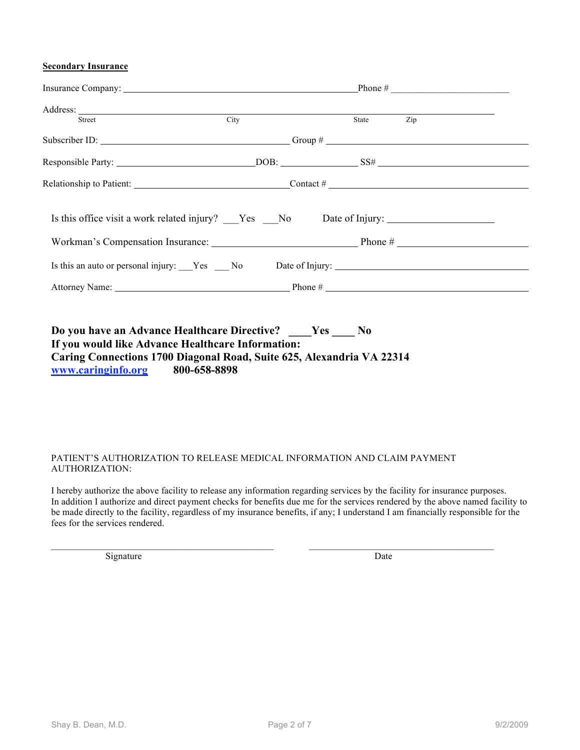**Secondary Insurance**

Insurance Company: ______________________________ Phone # ____________________

Address: ______________________________________________________________
Street City State Zip

Subscriber ID: ______________________________ Group # ______________________________

Responsible Party: ____________________ DOB: ______________ SS# ______________________

Relationship to Patient: ______________________ Contact # ______________________________

Is this office visit a work related injury? \_\_\_Yes \_\_\_No Date of Injury: ____________________

Workman's Compensation Insurance: ______________________ Phone # ______________________

Is this an auto or personal injury: \_\_\_Yes \_\_\_ No Date of Injury: ______________________________

Attorney Name: ____________________________ Phone # ______________________________

**Do you have an Advance Healthcare Directive? \_\_\_\_Yes \_\_\_\_ No**
**If you would like Advance Healthcare Information:**
**Caring Connections 1700 Diagonal Road, Suite 625, Alexandria VA 22314**
**www.caringinfo.org 800-658-8898**

PATIENT'S AUTHORIZATION TO RELEASE MEDICAL INFORMATION AND CLAIM PAYMENT AUTHORIZATION:

I hereby authorize the above facility to release any information regarding services by the facility for insurance purposes. In addition I authorize and direct payment checks for benefits due me for the services rendered by the above named facility to be made directly to the facility, regardless of my insurance benefits, if any; I understand I am financially responsible for the fees for the services rendered.

______________________________ ______________________________
Signature Date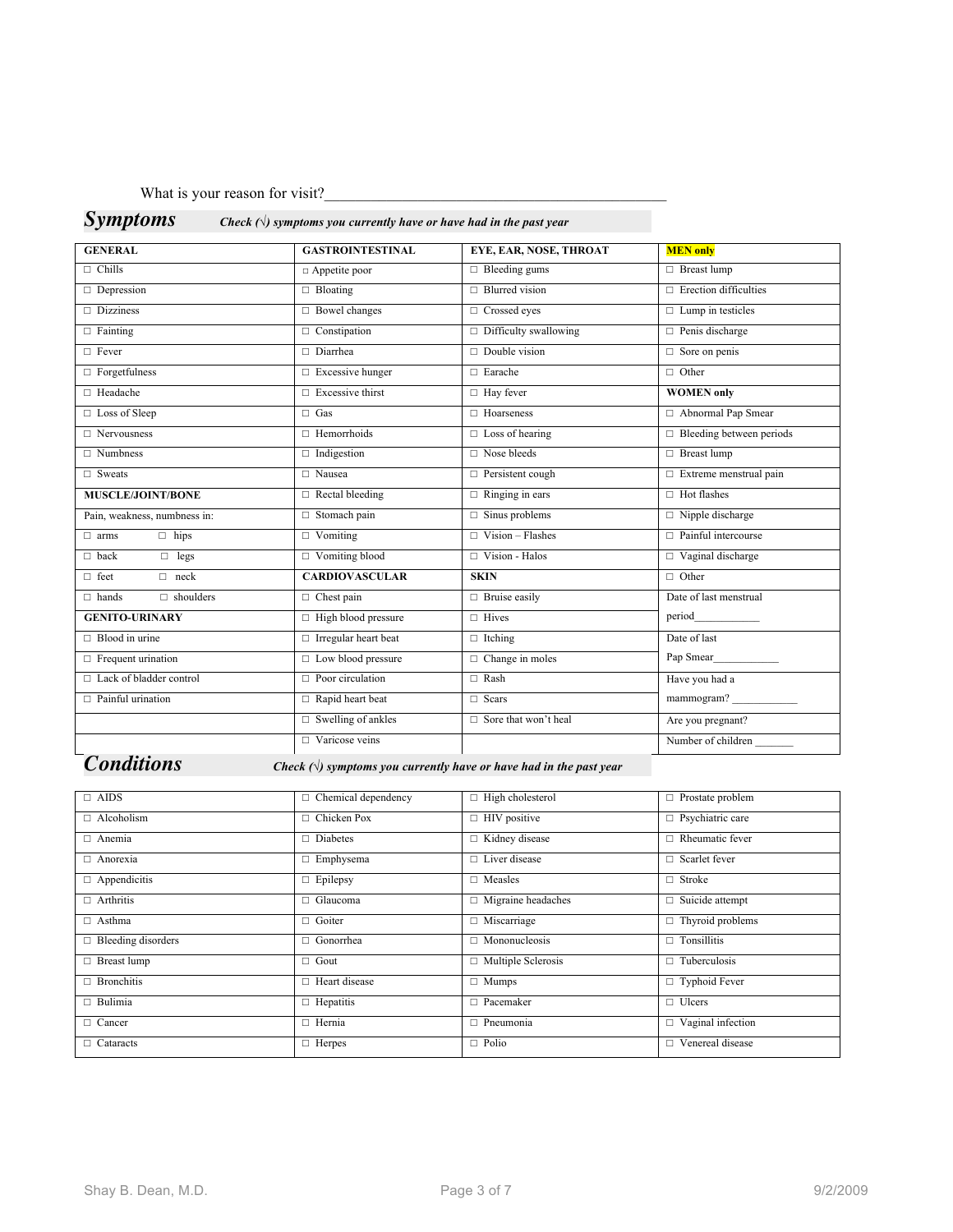What is your reason for visit?_______________________________________________

## Symptoms

***Check (√) symptoms you currently have or have had in the past year***

| GENERAL | GASTROINTESTINAL | EYE, EAR, NOSE, THROAT | MEN only |
|---|---|---|---|
| □ Chills | □ Appetite poor | □ Bleeding gums | □ Breast lump |
| □ Depression | □ Bloating | □ Blurred vision | □ Erection difficulties |
| □ Dizziness | □ Bowel changes | □ Crossed eyes | □ Lump in testicles |
| □ Fainting | □ Constipation | □ Difficulty swallowing | □ Penis discharge |
| □ Fever | □ Diarrhea | □ Double vision | □ Sore on penis |
| □ Forgetfulness | □ Excessive hunger | □ Earache | □ Other |
| □ Headache | □ Excessive thirst | □ Hay fever | **WOMEN only** |
| □ Loss of Sleep | □ Gas | □ Hoarseness | □ Abnormal Pap Smear |
| □ Nervousness | □ Hemorrhoids | □ Loss of hearing | □ Bleeding between periods |
| □ Numbness | □ Indigestion | □ Nose bleeds | □ Breast lump |
| □ Sweats | □ Nausea | □ Persistent cough | □ Extreme menstrual pain |
| **MUSCLE/JOINT/BONE** | □ Rectal bleeding | □ Ringing in ears | □ Hot flashes |
| Pain, weakness, numbness in: | □ Stomach pain | □ Sinus problems | □ Nipple discharge |
| □ arms □ hips | □ Vomiting | □ Vision – Flashes | □ Painful intercourse |
| □ back □ legs | □ Vomiting blood | □ Vision - Halos | □ Vaginal discharge |
| □ feet □ neck | **CARDIOVASCULAR** | **SKIN** | □ Other |
| □ hands □ shoulders | □ Chest pain | □ Bruise easily | Date of last menstrual |
| **GENITO-URINARY** | □ High blood pressure | □ Hives | period____________ |
| □ Blood in urine | □ Irregular heart beat | □ Itching | Date of last |
| □ Frequent urination | □ Low blood pressure | □ Change in moles | Pap Smear____________ |
| □ Lack of bladder control | □ Poor circulation | □ Rash | Have you had a |
| □ Painful urination | □ Rapid heart beat | □ Scars | mammogram? ____________ |
| | □ Swelling of ankles | □ Sore that won't heal | Are you pregnant? |
| | □ Varicose veins | | Number of children _______ |

## Conditions

***Check (√) symptoms you currently have or have had in the past year***

| | | | |
|---|---|---|---|
| □ AIDS | □ Chemical dependency | □ High cholesterol | □ Prostate problem |
| □ Alcoholism | □ Chicken Pox | □ HIV positive | □ Psychiatric care |
| □ Anemia | □ Diabetes | □ Kidney disease | □ Rheumatic fever |
| □ Anorexia | □ Emphysema | □ Liver disease | □ Scarlet fever |
| □ Appendicitis | □ Epilepsy | □ Measles | □ Stroke |
| □ Arthritis | □ Glaucoma | □ Migraine headaches | □ Suicide attempt |
| □ Asthma | □ Goiter | □ Miscarriage | □ Thyroid problems |
| □ Bleeding disorders | □ Gonorrhea | □ Mononucleosis | □ Tonsillitis |
| □ Breast lump | □ Gout | □ Multiple Sclerosis | □ Tuberculosis |
| □ Bronchitis | □ Heart disease | □ Mumps | □ Typhoid Fever |
| □ Bulimia | □ Hepatitis | □ Pacemaker | □ Ulcers |
| □ Cancer | □ Hernia | □ Pneumonia | □ Vaginal infection |
| □ Cataracts | □ Herpes | □ Polio | □ Venereal disease |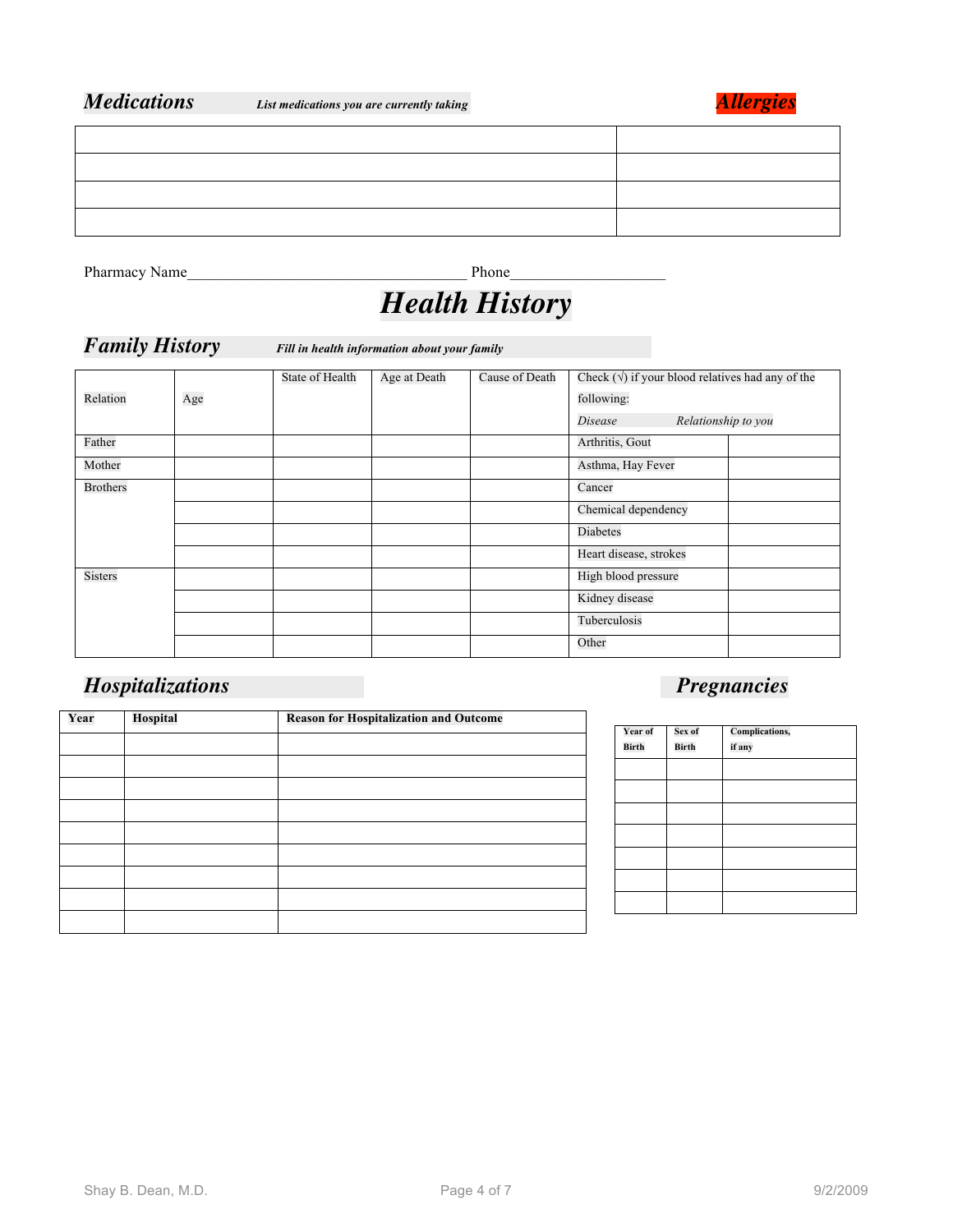## *Medications* *List medications you are currently taking* / *Allergies*

| Medications | Allergies |
|---|---|
| | |
| | |
| | |
| | |

Pharmacy Name___________________________________ Phone___________________

# *Health History*

## *Family History* *Fill in health information about your family*

| Relation | Age | State of Health | Age at Death | Cause of Death | Check (√) if your blood relatives had any of the following: *Disease* | *Relationship to you* |
|---|---|---|---|---|---|---|
| Father | | | | | Arthritis, Gout | |
| Mother | | | | | Asthma, Hay Fever | |
| Brothers | | | | | Cancer | |
| | | | | | Chemical dependency | |
| | | | | | Diabetes | |
| | | | | | Heart disease, strokes | |
| Sisters | | | | | High blood pressure | |
| | | | | | Kidney disease | |
| | | | | | Tuberculosis | |
| | | | | | Other | |

## *Hospitalizations*

| Year | Hospital | Reason for Hospitalization and Outcome |
|---|---|---|
| | | |
| | | |
| | | |
| | | |
| | | |
| | | |
| | | |
| | | |
| | | |

## *Pregnancies*

| Year of Birth | Sex of Birth | Complications, if any |
|---|---|---|
| | | |
| | | |
| | | |
| | | |
| | | |
| | | |
| | | |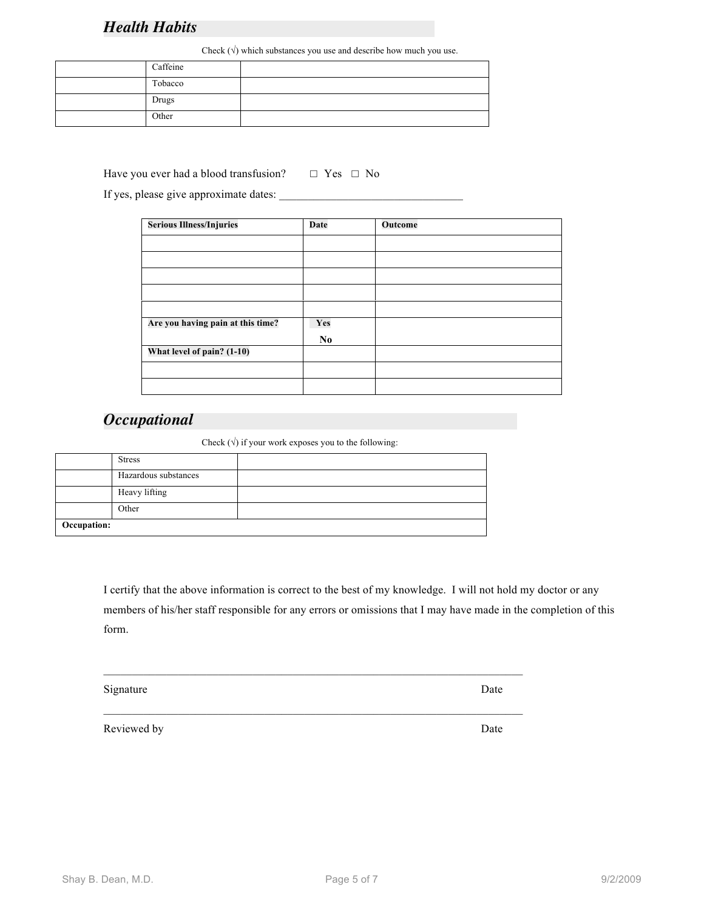## *Health Habits*

Check (√) which substances you use and describe how much you use.

| | | |
|---|---|---|
| | Caffeine | |
| | Tobacco | |
| | Drugs | |
| | Other | |

Have you ever had a blood transfusion? □ Yes □ No

If yes, please give approximate dates: _______________________________

| **Serious Illness/Injuries** | **Date** | **Outcome** |
|---|---|---|
| | | |
| | | |
| | | |
| | | |
| | | |
| **Are you having pain at this time?** | **Yes** <br> **No** | |
| **What level of pain? (1-10)** | | |
| | | |
| | | |

## *Occupational*

Check (√) if your work exposes you to the following:

| | | |
|---|---|---|
| | Stress | |
| | Hazardous substances | |
| | Heavy lifting | |
| | Other | |
| **Occupational:** | | |

I certify that the above information is correct to the best of my knowledge. I will not hold my doctor or any members of his/her staff responsible for any errors or omissions that I may have made in the completion of this form.

_____________________________________________________________________________

Signature Date

_____________________________________________________________________________

Reviewed by Date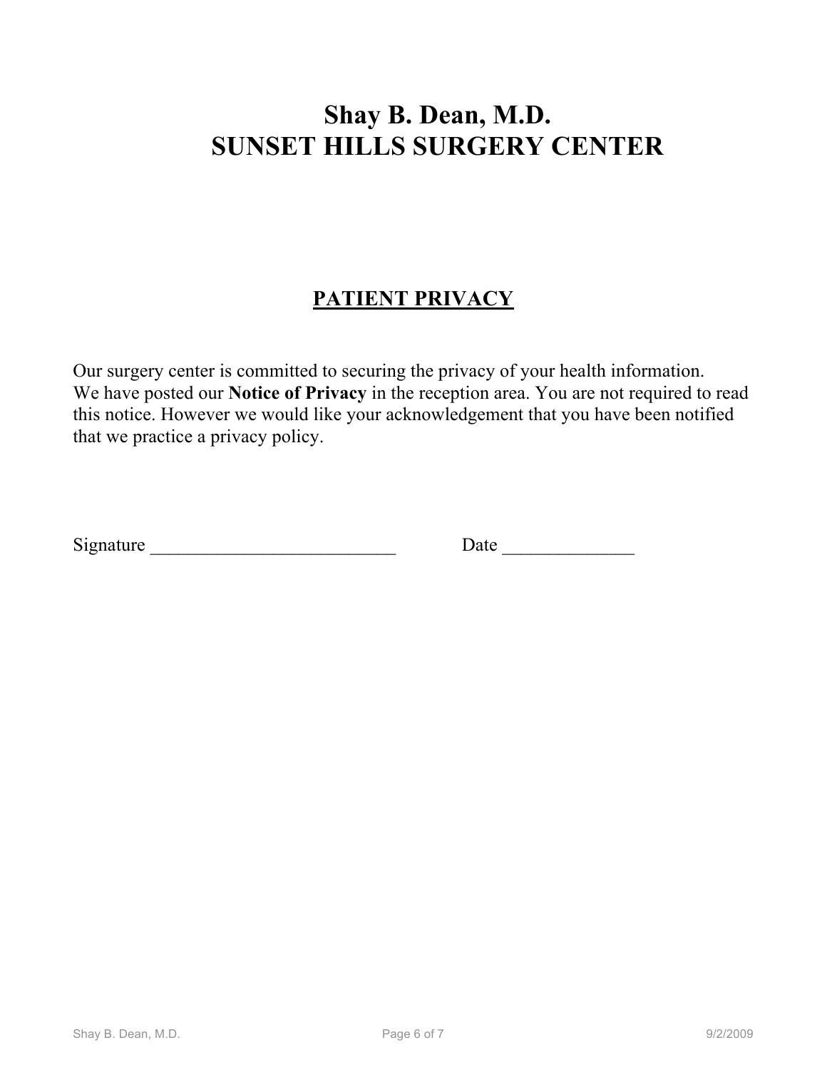# Shay B. Dean, M.D.
# SUNSET HILLS SURGERY CENTER

## PATIENT PRIVACY

Our surgery center is committed to securing the privacy of your health information. We have posted our **Notice of Privacy** in the reception area. You are not required to read this notice. However we would like your acknowledgement that you have been notified that we practice a privacy policy.

Signature ___________________________ Date ______________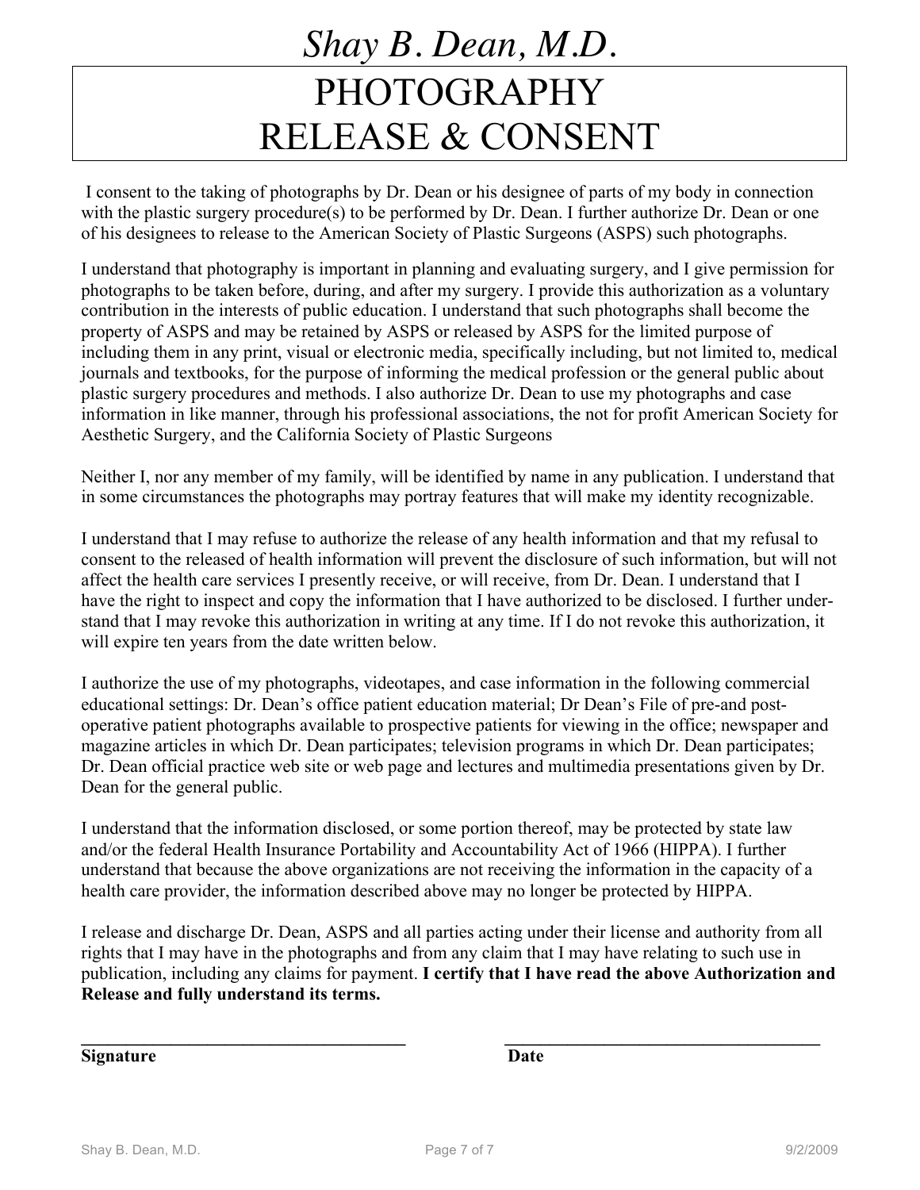*Shay B. Dean, M.D.*

# PHOTOGRAPHY RELEASE & CONSENT

I consent to the taking of photographs by Dr. Dean or his designee of parts of my body in connection with the plastic surgery procedure(s) to be performed by Dr. Dean. I further authorize Dr. Dean or one of his designees to release to the American Society of Plastic Surgeons (ASPS) such photographs.

I understand that photography is important in planning and evaluating surgery, and I give permission for photographs to be taken before, during, and after my surgery. I provide this authorization as a voluntary contribution in the interests of public education. I understand that such photographs shall become the property of ASPS and may be retained by ASPS or released by ASPS for the limited purpose of including them in any print, visual or electronic media, specifically including, but not limited to, medical journals and textbooks, for the purpose of informing the medical profession or the general public about plastic surgery procedures and methods. I also authorize Dr. Dean to use my photographs and case information in like manner, through his professional associations, the not for profit American Society for Aesthetic Surgery, and the California Society of Plastic Surgeons

Neither I, nor any member of my family, will be identified by name in any publication. I understand that in some circumstances the photographs may portray features that will make my identity recognizable.

I understand that I may refuse to authorize the release of any health information and that my refusal to consent to the released of health information will prevent the disclosure of such information, but will not affect the health care services I presently receive, or will receive, from Dr. Dean. I understand that I have the right to inspect and copy the information that I have authorized to be disclosed. I further understand that I may revoke this authorization in writing at any time. If I do not revoke this authorization, it will expire ten years from the date written below.

I authorize the use of my photographs, videotapes, and case information in the following commercial educational settings: Dr. Dean's office patient education material; Dr Dean's File of pre-and post-operative patient photographs available to prospective patients for viewing in the office; newspaper and magazine articles in which Dr. Dean participates; television programs in which Dr. Dean participates; Dr. Dean official practice web site or web page and lectures and multimedia presentations given by Dr. Dean for the general public.

I understand that the information disclosed, or some portion thereof, may be protected by state law and/or the federal Health Insurance Portability and Accountability Act of 1966 (HIPPA). I further understand that because the above organizations are not receiving the information in the capacity of a health care provider, the information described above may no longer be protected by HIPPA.

I release and discharge Dr. Dean, ASPS and all parties acting under their license and authority from all rights that I may have in the photographs and from any claim that I may have relating to such use in publication, including any claims for payment. **I certify that I have read the above Authorization and Release and fully understand its terms.**

______________________________________ ______________________________________

**Signature** **Date**